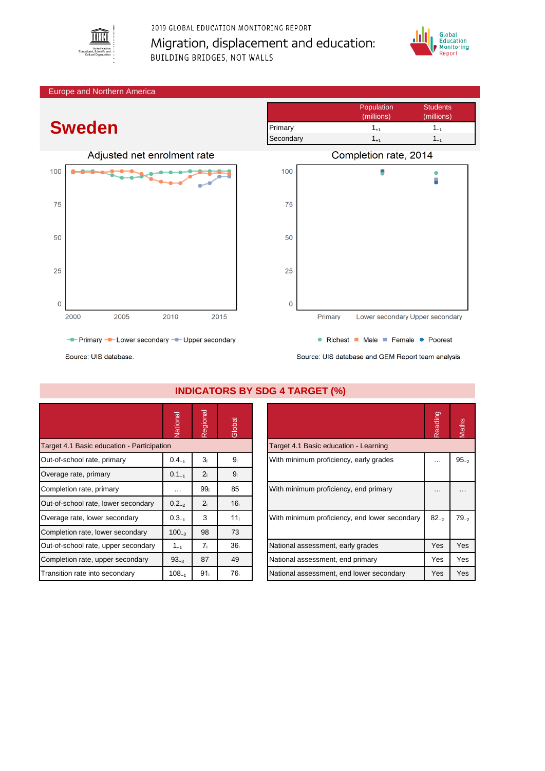2019 GLOBAL EDUCATION MONITORING REPORT

Migration, displacement and education:

BUILDING BRIDGES, NOT WALLS

Europe and Northern America

# Sweden

| | Population (millions) | Students (millions) |
|---|---|---|
| Primary | $1_{+1}$ | $1_{-1}$ |
| Secondary | $1_{+1}$ | $1_{-1}$ |

## Adjusted net enrolment rate

Primary, Lower secondary, Upper secondary

Source: UIS database.

## Completion rate, 2014

Richest, Male, Female, Poorest

Source: UIS database and GEM Report team analysis.

## INDICATORS BY SDG 4 TARGET (%)

| | National | Regional | Global |
|---|---|---|---|
| **Target 4.1 Basic education - Participation** | | | |
| Out-of-school rate, primary | $0.4_{-1}$ | $3_{i}$ | $9_{i}$ |
| Overage rate, primary | $0.1_{-1}$ | $2_{i}$ | $9_{i}$ |
| Completion rate, primary | … | $99_{i}$ | 85 |
| Out-of-school rate, lower secondary | $0.2_{-2}$ | $2_{i}$ | $16_{i}$ |
| Overage rate, lower secondary | $0.3_{-1}$ | 3 | $11_{i}$ |
| Completion rate, lower secondary | $100_{-3}$ | 98 | 73 |
| Out-of-school rate, upper secondary | $1_{-1}$ | $7_{i}$ | $36_{i}$ |
| Completion rate, upper secondary | $93_{-3}$ | 87 | 49 |
| Transition rate into secondary | $108_{-1}$ | $91_{i}$ | $76_{i}$ |

| | Reading | Maths |
|---|---|---|
| **Target 4.1 Basic education - Learning** | | |
| With minimum proficiency, early grades | … | $95_{-2}$ |
| With minimum proficiency, end primary | … | … |
| With minimum proficiency, end lower secondary | $82_{-2}$ | $79_{-2}$ |
| National assessment, early grades | Yes | Yes |
| National assessment, end primary | Yes | Yes |
| National assessment, end lower secondary | Yes | Yes |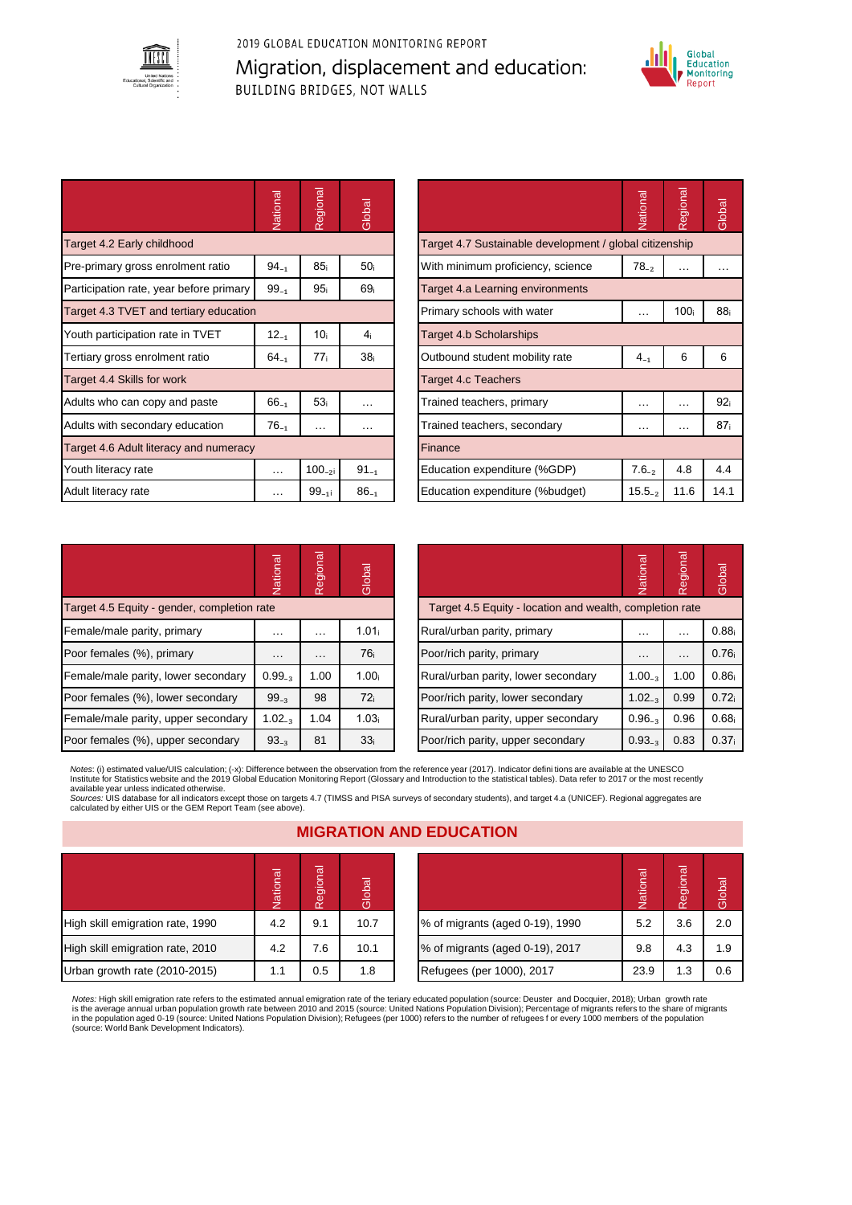2019 GLOBAL EDUCATION MONITORING REPORT

# Migration, displacement and education:

BUILDING BRIDGES, NOT WALLS

| | National | Regional | Global |
|---|---|---|---|
| **Target 4.2 Early childhood** | | | |
| Pre-primary gross enrolment ratio | $94_{-1}$ | $85_{i}$ | $50_{i}$ |
| Participation rate, year before primary | $99_{-1}$ | $95_{i}$ | $69_{i}$ |
| **Target 4.3 TVET and tertiary education** | | | |
| Youth participation rate in TVET | $12_{-1}$ | $10_{i}$ | $4_{i}$ |
| Tertiary gross enrolment ratio | $64_{-1}$ | $77_{i}$ | $38_{i}$ |
| **Target 4.4 Skills for work** | | | |
| Adults who can copy and paste | $66_{-1}$ | $53_{i}$ | … |
| Adults with secondary education | $76_{-1}$ | … | … |
| **Target 4.6 Adult literacy and numeracy** | | | |
| Youth literacy rate | … | $100_{-2i}$ | $91_{-1}$ |
| Adult literacy rate | … | $99_{-1i}$ | $86_{-1}$ |

| | National | Regional | Global |
|---|---|---|---|
| **Target 4.7 Sustainable development / global citizenship** | | | |
| With minimum proficiency, science | $78_{-2}$ | … | … |
| **Target 4.a Learning environments** | | | |
| Primary schools with water | … | $100_{i}$ | $88_{i}$ |
| **Target 4.b Scholarships** | | | |
| Outbound student mobility rate | $4_{-1}$ | 6 | 6 |
| **Target 4.c Teachers** | | | |
| Trained teachers, primary | … | … | $92_{i}$ |
| Trained teachers, secondary | … | … | $87_{i}$ |
| **Finance** | | | |
| Education expenditure (%GDP) | $7.6_{-2}$ | 4.8 | 4.4 |
| Education expenditure (%budget) | $15.5_{-2}$ | 11.6 | 14.1 |

| | National | Regional | Global |
|---|---|---|---|
| **Target 4.5 Equity - gender, completion rate** | | | |
| Female/male parity, primary | … | … | $1.01_{i}$ |
| Poor females (%), primary | … | … | $76_{i}$ |
| Female/male parity, lower secondary | $0.99_{-3}$ | 1.00 | $1.00_{i}$ |
| Poor females (%), lower secondary | $99_{-3}$ | 98 | $72_{i}$ |
| Female/male parity, upper secondary | $1.02_{-3}$ | 1.04 | $1.03_{i}$ |
| Poor females (%), upper secondary | $93_{-3}$ | 81 | $33_{i}$ |

| | National | Regional | Global |
|---|---|---|---|
| **Target 4.5 Equity - location and wealth, completion rate** | | | |
| Rural/urban parity, primary | … | … | $0.88_{i}$ |
| Poor/rich parity, primary | … | … | $0.76_{i}$ |
| Rural/urban parity, lower secondary | $1.00_{-3}$ | 1.00 | $0.86_{i}$ |
| Poor/rich parity, lower secondary | $1.02_{-3}$ | 0.99 | $0.72_{i}$ |
| Rural/urban parity, upper secondary | $0.96_{-3}$ | 0.96 | $0.68_{i}$ |
| Poor/rich parity, upper secondary | $0.93_{-3}$ | 0.83 | $0.37_{i}$ |

*Notes*: (i) estimated value/UIS calculation; (-x): Difference between the observation from the reference year (2017). Indicator definitions are available at the UNESCO Institute for Statistics website and the 2019 Global Education Monitoring Report (Glossary and Introduction to the statistical tables). Data refer to 2017 or the most recently available year unless indicated otherwise.
*Sources*: UIS database for all indicators except those on targets 4.7 (TIMSS and PISA surveys of secondary students), and target 4.a (UNICEF). Regional aggregates are calculated by either UIS or the GEM Report Team (see above).

## MIGRATION AND EDUCATION

| | National | Regional | Global |
|---|---|---|---|
| High skill emigration rate, 1990 | 4.2 | 9.1 | 10.7 |
| High skill emigration rate, 2010 | 4.2 | 7.6 | 10.1 |
| Urban growth rate (2010-2015) | 1.1 | 0.5 | 1.8 |

| | National | Regional | Global |
|---|---|---|---|
| % of migrants (aged 0-19), 1990 | 5.2 | 3.6 | 2.0 |
| % of migrants (aged 0-19), 2017 | 9.8 | 4.3 | 1.9 |
| Refugees (per 1000), 2017 | 23.9 | 1.3 | 0.6 |

*Notes*: High skill emigration rate refers to the estimated annual emigration rate of the teriary educated population (source: Deuster and Docquier, 2018); Urban growth rate is the average annual urban population growth rate between 2010 and 2015 (source: United Nations Population Division); Percentage of migrants refers to the share of migrants in the population aged 0-19 (source: United Nations Population Division); Refugees (per 1000) refers to the number of refugees f or every 1000 members of the population (source: World Bank Development Indicators).